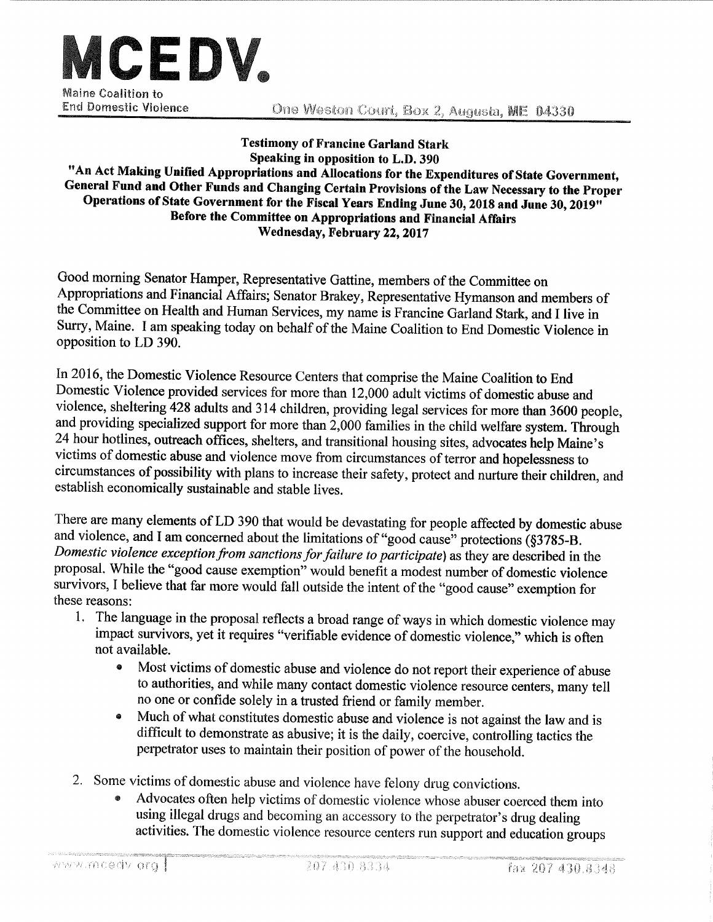# MCEDV.

Maine Coalition to End Domestic Violence

One Weston Court, Box 2, Augusta, ME 04330

**Testimony of Francine Garland Stark**
**Speaking in opposition to L.D. 390**
**"An Act Making Unified Appropriations and Allocations for the Expenditures of State Government, General Fund and Other Funds and Changing Certain Provisions of the Law Necessary to the Proper Operations of State Government for the Fiscal Years Ending June 30, 2018 and June 30, 2019"**
**Before the Committee on Appropriations and Financial Affairs**
**Wednesday, February 22, 2017**

Good morning Senator Hamper, Representative Gattine, members of the Committee on Appropriations and Financial Affairs; Senator Brakey, Representative Hymanson and members of the Committee on Health and Human Services, my name is Francine Garland Stark, and I live in Surry, Maine. I am speaking today on behalf of the Maine Coalition to End Domestic Violence in opposition to LD 390.

In 2016, the Domestic Violence Resource Centers that comprise the Maine Coalition to End Domestic Violence provided services for more than 12,000 adult victims of domestic abuse and violence, sheltering 428 adults and 314 children, providing legal services for more than 3600 people, and providing specialized support for more than 2,000 families in the child welfare system. Through 24 hour hotlines, outreach offices, shelters, and transitional housing sites, advocates help Maine's victims of domestic abuse and violence move from circumstances of terror and hopelessness to circumstances of possibility with plans to increase their safety, protect and nurture their children, and establish economically sustainable and stable lives.

There are many elements of LD 390 that would be devastating for people affected by domestic abuse and violence, and I am concerned about the limitations of "good cause" protections (§3785-B. *Domestic violence exception from sanctions for failure to participate*) as they are described in the proposal. While the "good cause exemption" would benefit a modest number of domestic violence survivors, I believe that far more would fall outside the intent of the "good cause" exemption for these reasons:

1. The language in the proposal reflects a broad range of ways in which domestic violence may impact survivors, yet it requires "verifiable evidence of domestic violence," which is often not available.
   - Most victims of domestic abuse and violence do not report their experience of abuse to authorities, and while many contact domestic violence resource centers, many tell no one or confide solely in a trusted friend or family member.
   - Much of what constitutes domestic abuse and violence is not against the law and is difficult to demonstrate as abusive; it is the daily, coercive, controlling tactics the perpetrator uses to maintain their position of power of the household.
2. Some victims of domestic abuse and violence have felony drug convictions.
   - Advocates often help victims of domestic violence whose abuser coerced them into using illegal drugs and becoming an accessory to the perpetrator's drug dealing activities. The domestic violence resource centers run support and education groups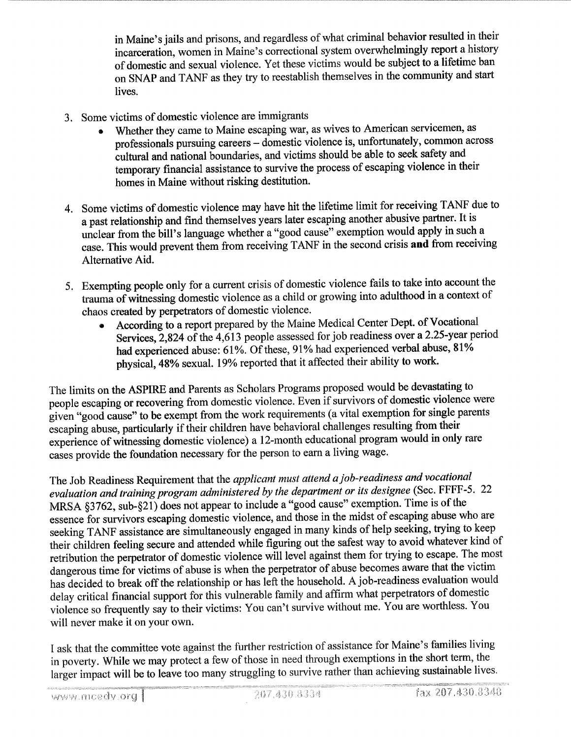in Maine's jails and prisons, and regardless of what criminal behavior resulted in their incarceration, women in Maine's correctional system overwhelmingly report a history of domestic and sexual violence. Yet these victims would be subject to a lifetime ban on SNAP and TANF as they try to reestablish themselves in the community and start lives.

3. Some victims of domestic violence are immigrants
   - Whether they came to Maine escaping war, as wives to American servicemen, as professionals pursuing careers – domestic violence is, unfortunately, common across cultural and national boundaries, and victims should be able to seek safety and temporary financial assistance to survive the process of escaping violence in their homes in Maine without risking destitution.

4. Some victims of domestic violence may have hit the lifetime limit for receiving TANF due to a past relationship and find themselves years later escaping another abusive partner. It is unclear from the bill's language whether a "good cause" exemption would apply in such a case. This would prevent them from receiving TANF in the second crisis **and** from receiving Alternative Aid.

5. Exempting people only for a current crisis of domestic violence fails to take into account the trauma of witnessing domestic violence as a child or growing into adulthood in a context of chaos created by perpetrators of domestic violence.
   - According to a report prepared by the Maine Medical Center Dept. of Vocational Services, 2,824 of the 4,613 people assessed for job readiness over a 2.25-year period had experienced abuse: 61%. Of these, 91% had experienced verbal abuse, 81% physical, 48% sexual. 19% reported that it affected their ability to work.

The limits on the ASPIRE and Parents as Scholars Programs proposed would be devastating to people escaping or recovering from domestic violence. Even if survivors of domestic violence were given "good cause" to be exempt from the work requirements (a vital exemption for single parents escaping abuse, particularly if their children have behavioral challenges resulting from their experience of witnessing domestic violence) a 12-month educational program would in only rare cases provide the foundation necessary for the person to earn a living wage.

The Job Readiness Requirement that the *applicant must attend a job-readiness and vocational evaluation and training program administered by the department or its designee* (Sec. FFFF-5. 22 MRSA §3762, sub-§21) does not appear to include a "good cause" exemption. Time is of the essence for survivors escaping domestic violence, and those in the midst of escaping abuse who are seeking TANF assistance are simultaneously engaged in many kinds of help seeking, trying to keep their children feeling secure and attended while figuring out the safest way to avoid whatever kind of retribution the perpetrator of domestic violence will level against them for trying to escape. The most dangerous time for victims of abuse is when the perpetrator of abuse becomes aware that the victim has decided to break off the relationship or has left the household. A job-readiness evaluation would delay critical financial support for this vulnerable family and affirm what perpetrators of domestic violence so frequently say to their victims: You can't survive without me. You are worthless. You will never make it on your own.

I ask that the committee vote against the further restriction of assistance for Maine's families living in poverty. While we may protect a few of those in need through exemptions in the short term, the larger impact will be to leave too many struggling to survive rather than achieving sustainable lives.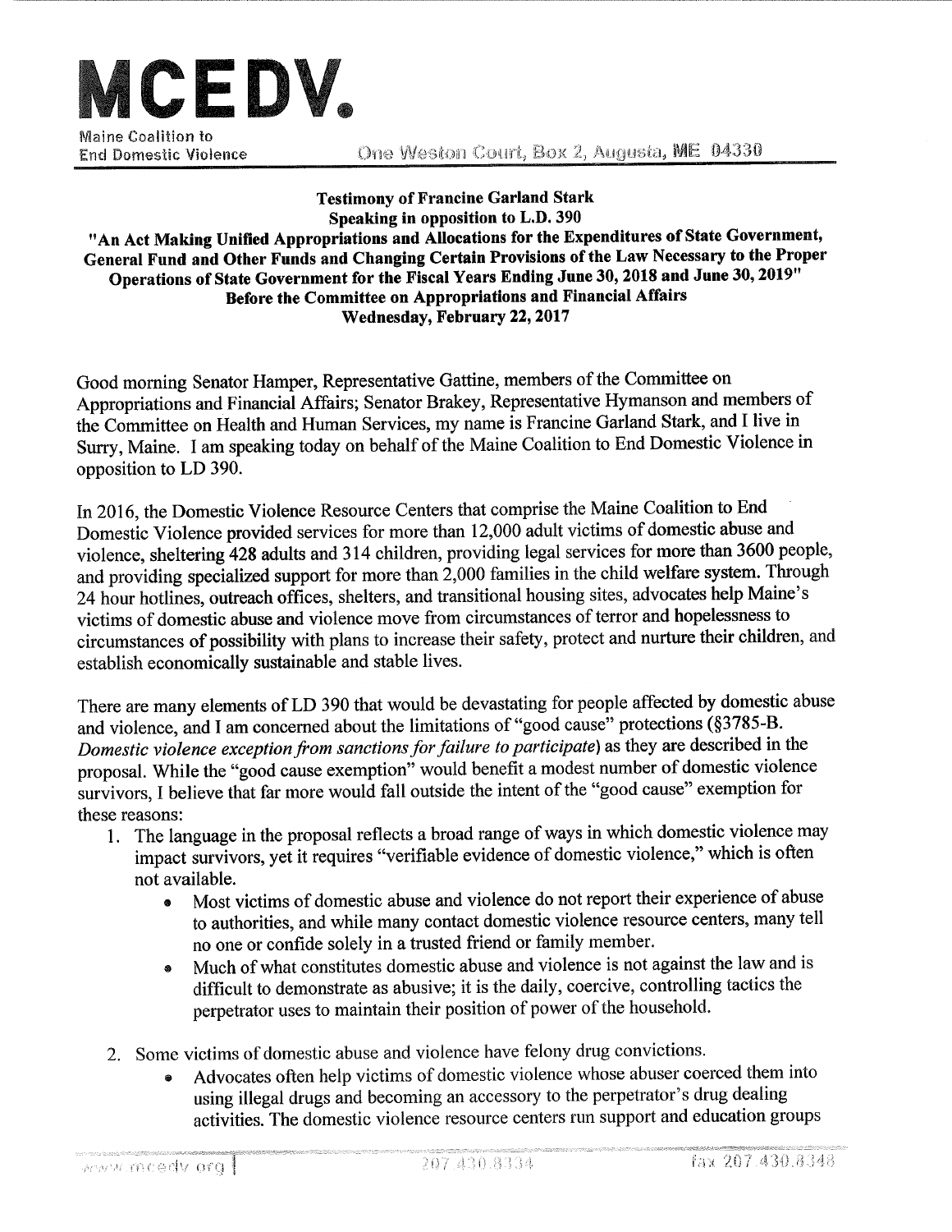# MCEDV.

Maine Coalition to End Domestic Violence

One Weston Court, Box 2, Augusta, ME 04330

**Testimony of Francine Garland Stark**
**Speaking in opposition to L.D. 390**
**"An Act Making Unified Appropriations and Allocations for the Expenditures of State Government, General Fund and Other Funds and Changing Certain Provisions of the Law Necessary to the Proper Operations of State Government for the Fiscal Years Ending June 30, 2018 and June 30, 2019"**
**Before the Committee on Appropriations and Financial Affairs**
**Wednesday, February 22, 2017**

Good morning Senator Hamper, Representative Gattine, members of the Committee on Appropriations and Financial Affairs; Senator Brakey, Representative Hymanson and members of the Committee on Health and Human Services, my name is Francine Garland Stark, and I live in Surry, Maine. I am speaking today on behalf of the Maine Coalition to End Domestic Violence in opposition to LD 390.

In 2016, the Domestic Violence Resource Centers that comprise the Maine Coalition to End Domestic Violence provided services for more than 12,000 adult victims of domestic abuse and violence, sheltering 428 adults and 314 children, providing legal services for more than 3600 people, and providing specialized support for more than 2,000 families in the child welfare system. Through 24 hour hotlines, outreach offices, shelters, and transitional housing sites, advocates help Maine's victims of domestic abuse and violence move from circumstances of terror and hopelessness to circumstances of possibility with plans to increase their safety, protect and nurture their children, and establish economically sustainable and stable lives.

There are many elements of LD 390 that would be devastating for people affected by domestic abuse and violence, and I am concerned about the limitations of "good cause" protections (§3785-B. *Domestic violence exception from sanctions for failure to participate*) as they are described in the proposal. While the "good cause exemption" would benefit a modest number of domestic violence survivors, I believe that far more would fall outside the intent of the "good cause" exemption for these reasons:

1. The language in the proposal reflects a broad range of ways in which domestic violence may impact survivors, yet it requires "verifiable evidence of domestic violence," which is often not available.
   - Most victims of domestic abuse and violence do not report their experience of abuse to authorities, and while many contact domestic violence resource centers, many tell no one or confide solely in a trusted friend or family member.
   - Much of what constitutes domestic abuse and violence is not against the law and is difficult to demonstrate as abusive; it is the daily, coercive, controlling tactics the perpetrator uses to maintain their position of power of the household.

2. Some victims of domestic abuse and violence have felony drug convictions.
   - Advocates often help victims of domestic violence whose abuser coerced them into using illegal drugs and becoming an accessory to the perpetrator's drug dealing activities. The domestic violence resource centers run support and education groups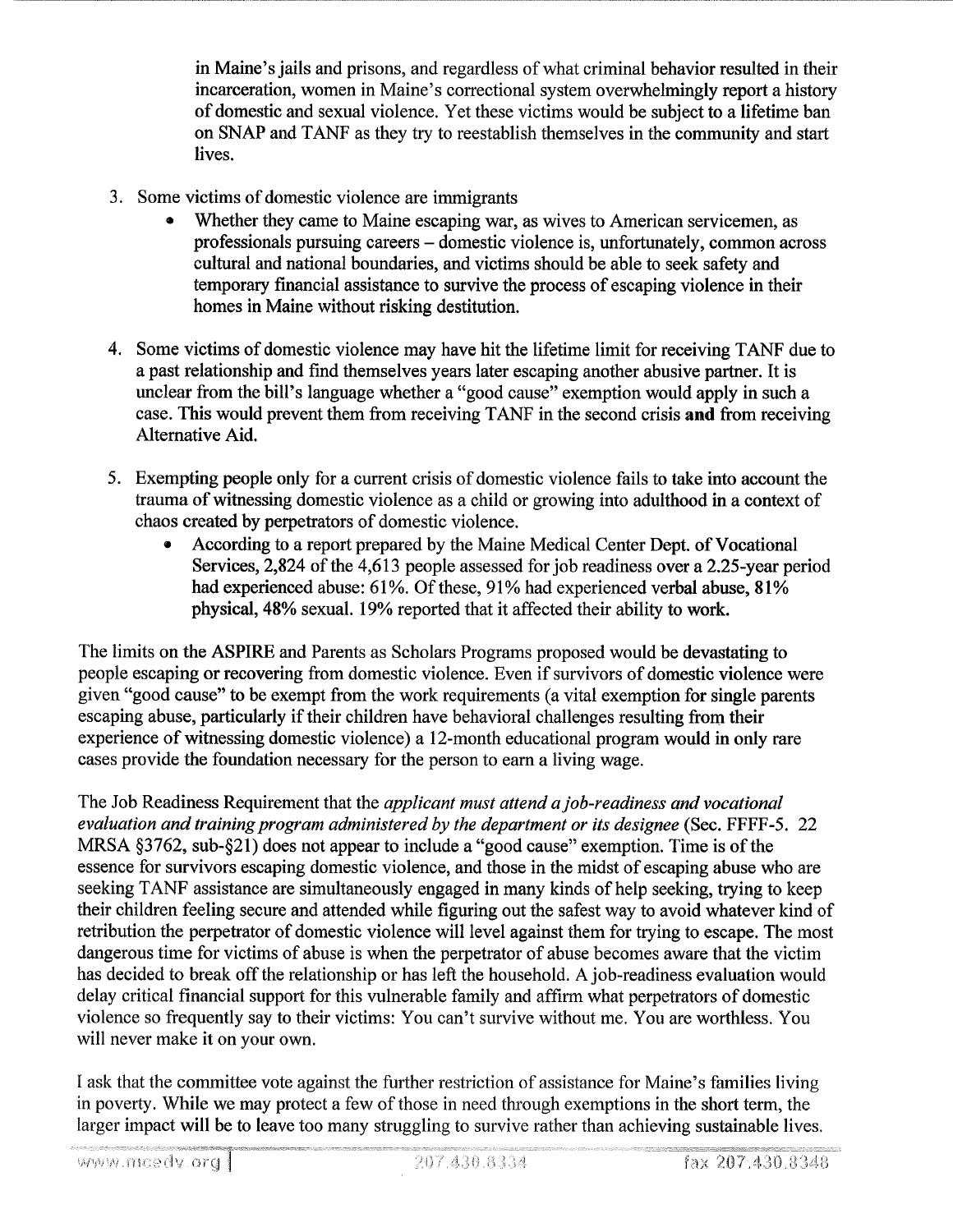in Maine's jails and prisons, and regardless of what criminal behavior resulted in their incarceration, women in Maine's correctional system overwhelmingly report a history of domestic and sexual violence. Yet these victims would be subject to a lifetime ban on SNAP and TANF as they try to reestablish themselves in the community and start lives.

3. Some victims of domestic violence are immigrants
   - Whether they came to Maine escaping war, as wives to American servicemen, as professionals pursuing careers – domestic violence is, unfortunately, common across cultural and national boundaries, and victims should be able to seek safety and temporary financial assistance to survive the process of escaping violence in their homes in Maine without risking destitution.

4. Some victims of domestic violence may have hit the lifetime limit for receiving TANF due to a past relationship and find themselves years later escaping another abusive partner. It is unclear from the bill's language whether a "good cause" exemption would apply in such a case. This would prevent them from receiving TANF in the second crisis **and** from receiving Alternative Aid.

5. Exempting people only for a current crisis of domestic violence fails to take into account the trauma of witnessing domestic violence as a child or growing into adulthood in a context of chaos created by perpetrators of domestic violence.
   - According to a report prepared by the Maine Medical Center Dept. of Vocational Services, 2,824 of the 4,613 people assessed for job readiness over a 2.25-year period had experienced abuse: 61%. Of these, 91% had experienced verbal abuse, 81% physical, 48% sexual. 19% reported that it affected their ability to work.

The limits on the ASPIRE and Parents as Scholars Programs proposed would be devastating to people escaping or recovering from domestic violence. Even if survivors of domestic violence were given "good cause" to be exempt from the work requirements (a vital exemption for single parents escaping abuse, particularly if their children have behavioral challenges resulting from their experience of witnessing domestic violence) a 12-month educational program would in only rare cases provide the foundation necessary for the person to earn a living wage.

The Job Readiness Requirement that the *applicant must attend a job-readiness and vocational evaluation and training program administered by the department or its designee* (Sec. FFFF-5. 22 MRSA §3762, sub-§21) does not appear to include a "good cause" exemption. Time is of the essence for survivors escaping domestic violence, and those in the midst of escaping abuse who are seeking TANF assistance are simultaneously engaged in many kinds of help seeking, trying to keep their children feeling secure and attended while figuring out the safest way to avoid whatever kind of retribution the perpetrator of domestic violence will level against them for trying to escape. The most dangerous time for victims of abuse is when the perpetrator of abuse becomes aware that the victim has decided to break off the relationship or has left the household. A job-readiness evaluation would delay critical financial support for this vulnerable family and affirm what perpetrators of domestic violence so frequently say to their victims: You can't survive without me. You are worthless. You will never make it on your own.

I ask that the committee vote against the further restriction of assistance for Maine's families living in poverty. While we may protect a few of those in need through exemptions in the short term, the larger impact will be to leave too many struggling to survive rather than achieving sustainable lives.

www.mcedv.org | 207.430.8334 fax 207.430.8348